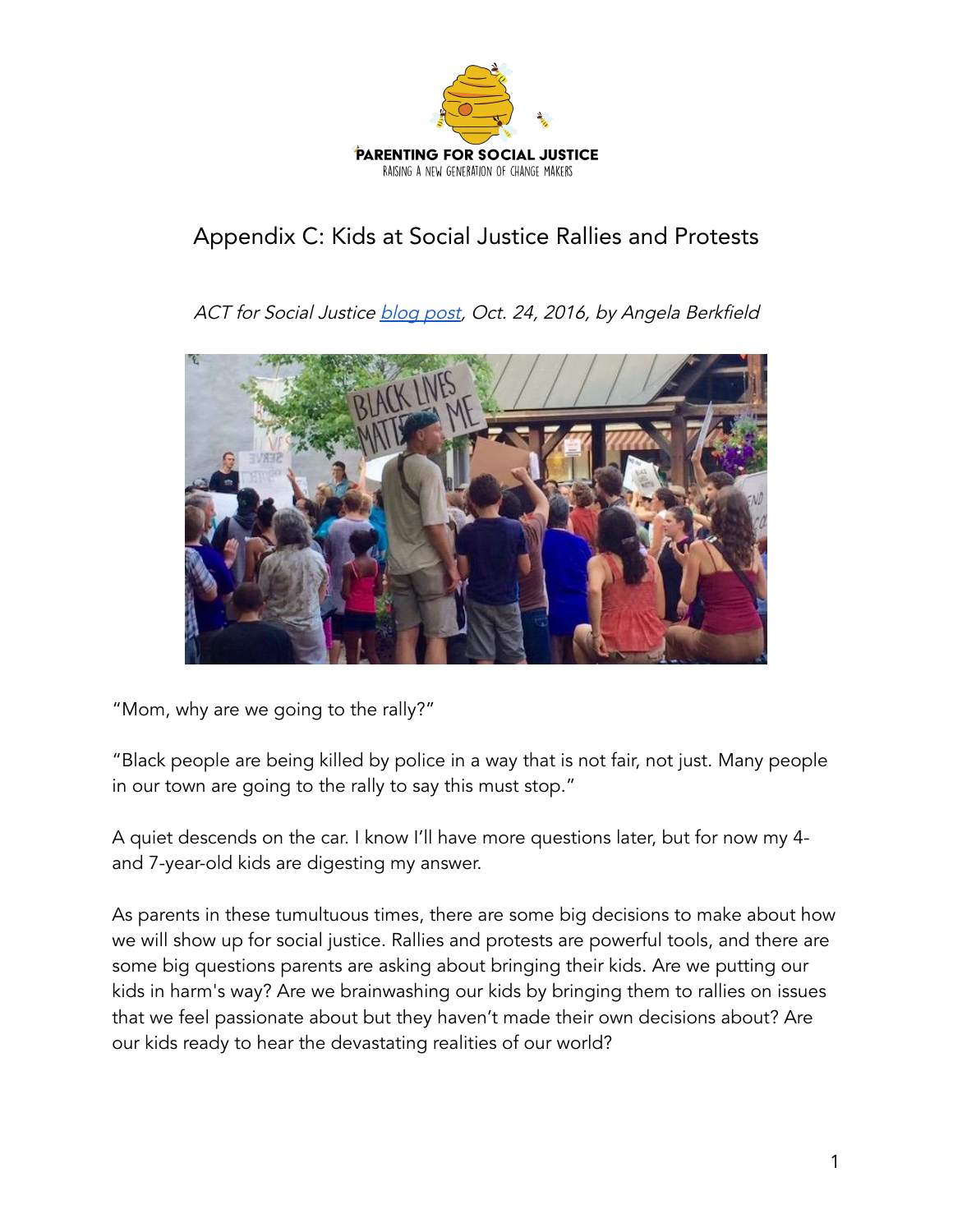PARENTING FOR SOCIAL JUSTICE
RAISING A NEW GENERATION OF CHANGE MAKERS

# Appendix C: Kids at Social Justice Rallies and Protests

*ACT for Social Justice blog post, Oct. 24, 2016, by Angela Berkfield*

"Mom, why are we going to the rally?"

"Black people are being killed by police in a way that is not fair, not just. Many people in our town are going to the rally to say this must stop."

A quiet descends on the car. I know I'll have more questions later, but for now my 4- and 7-year-old kids are digesting my answer.

As parents in these tumultuous times, there are some big decisions to make about how we will show up for social justice. Rallies and protests are powerful tools, and there are some big questions parents are asking about bringing their kids. Are we putting our kids in harm's way? Are we brainwashing our kids by bringing them to rallies on issues that we feel passionate about but they haven't made their own decisions about? Are our kids ready to hear the devastating realities of our world?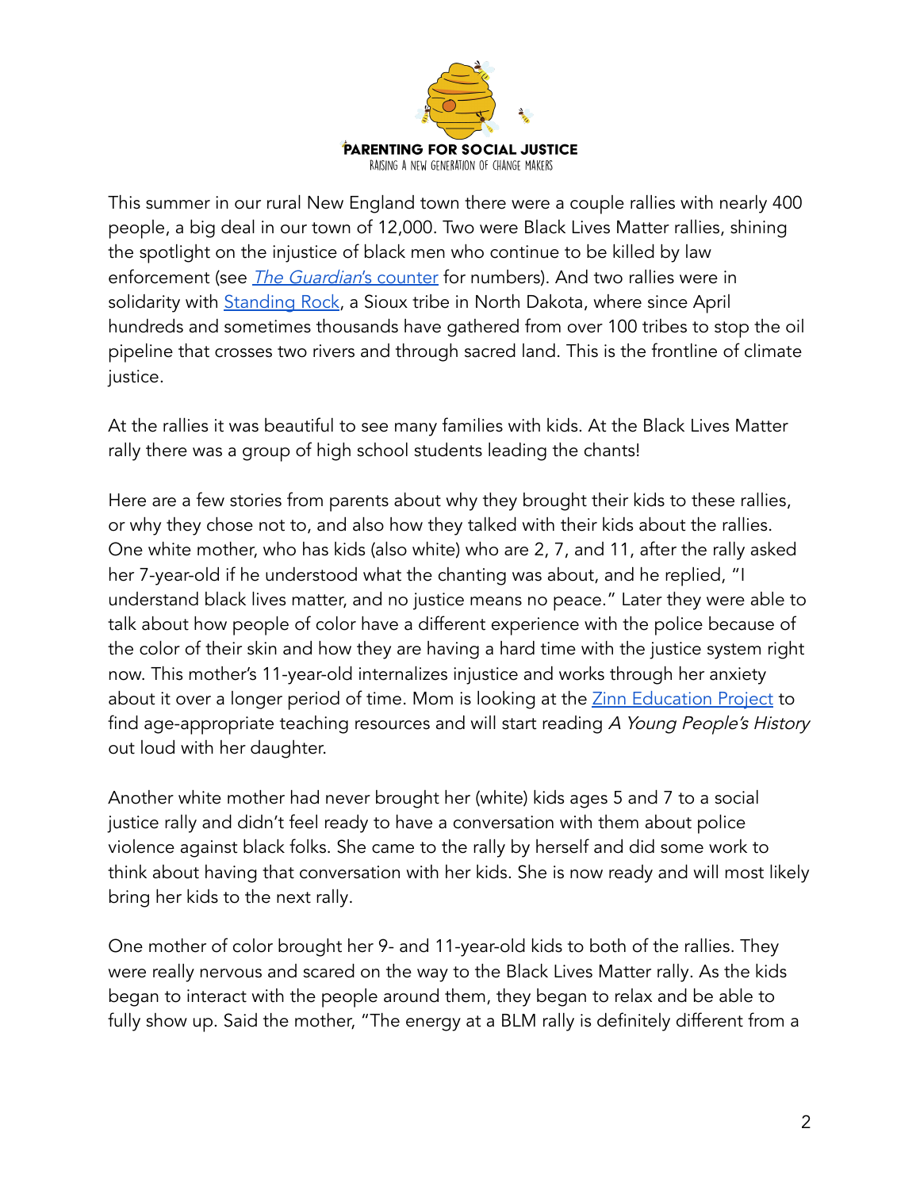This summer in our rural New England town there were a couple rallies with nearly 400 people, a big deal in our town of 12,000. Two were Black Lives Matter rallies, shining the spotlight on the injustice of black men who continue to be killed by law enforcement (see *The Guardian*'s counter for numbers). And two rallies were in solidarity with Standing Rock, a Sioux tribe in North Dakota, where since April hundreds and sometimes thousands have gathered from over 100 tribes to stop the oil pipeline that crosses two rivers and through sacred land. This is the frontline of climate justice.

At the rallies it was beautiful to see many families with kids. At the Black Lives Matter rally there was a group of high school students leading the chants!

Here are a few stories from parents about why they brought their kids to these rallies, or why they chose not to, and also how they talked with their kids about the rallies. One white mother, who has kids (also white) who are 2, 7, and 11, after the rally asked her 7-year-old if he understood what the chanting was about, and he replied, "I understand black lives matter, and no justice means no peace." Later they were able to talk about how people of color have a different experience with the police because of the color of their skin and how they are having a hard time with the justice system right now. This mother's 11-year-old internalizes injustice and works through her anxiety about it over a longer period of time. Mom is looking at the Zinn Education Project to find age-appropriate teaching resources and will start reading *A Young People's History* out loud with her daughter.

Another white mother had never brought her (white) kids ages 5 and 7 to a social justice rally and didn't feel ready to have a conversation with them about police violence against black folks. She came to the rally by herself and did some work to think about having that conversation with her kids. She is now ready and will most likely bring her kids to the next rally.

One mother of color brought her 9- and 11-year-old kids to both of the rallies. They were really nervous and scared on the way to the Black Lives Matter rally. As the kids began to interact with the people around them, they began to relax and be able to fully show up. Said the mother, "The energy at a BLM rally is definitely different from a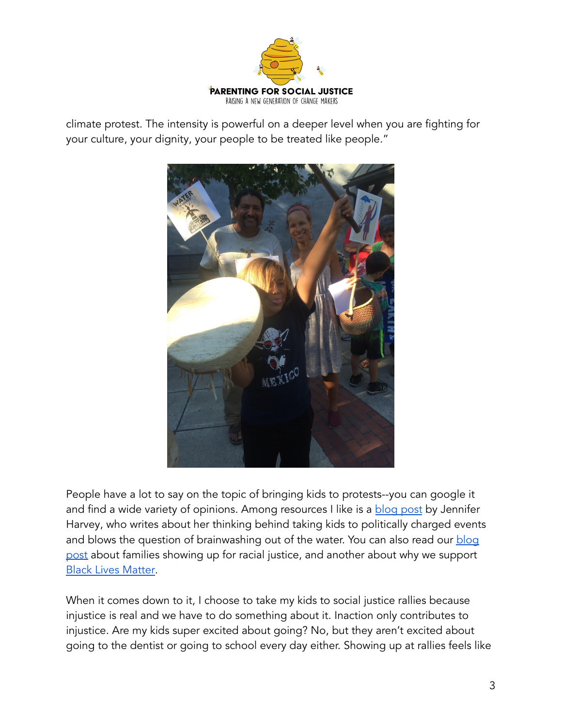climate protest. The intensity is powerful on a deeper level when you are fighting for your culture, your dignity, your people to be treated like people."

People have a lot to say on the topic of bringing kids to protests--you can google it and find a wide variety of opinions. Among resources I like is a blog post by Jennifer Harvey, who writes about her thinking behind taking kids to politically charged events and blows the question of brainwashing out of the water. You can also read our blog post about families showing up for racial justice, and another about why we support Black Lives Matter.

When it comes down to it, I choose to take my kids to social justice rallies because injustice is real and we have to do something about it. Inaction only contributes to injustice. Are my kids super excited about going? No, but they aren't excited about going to the dentist or going to school every day either. Showing up at rallies feels like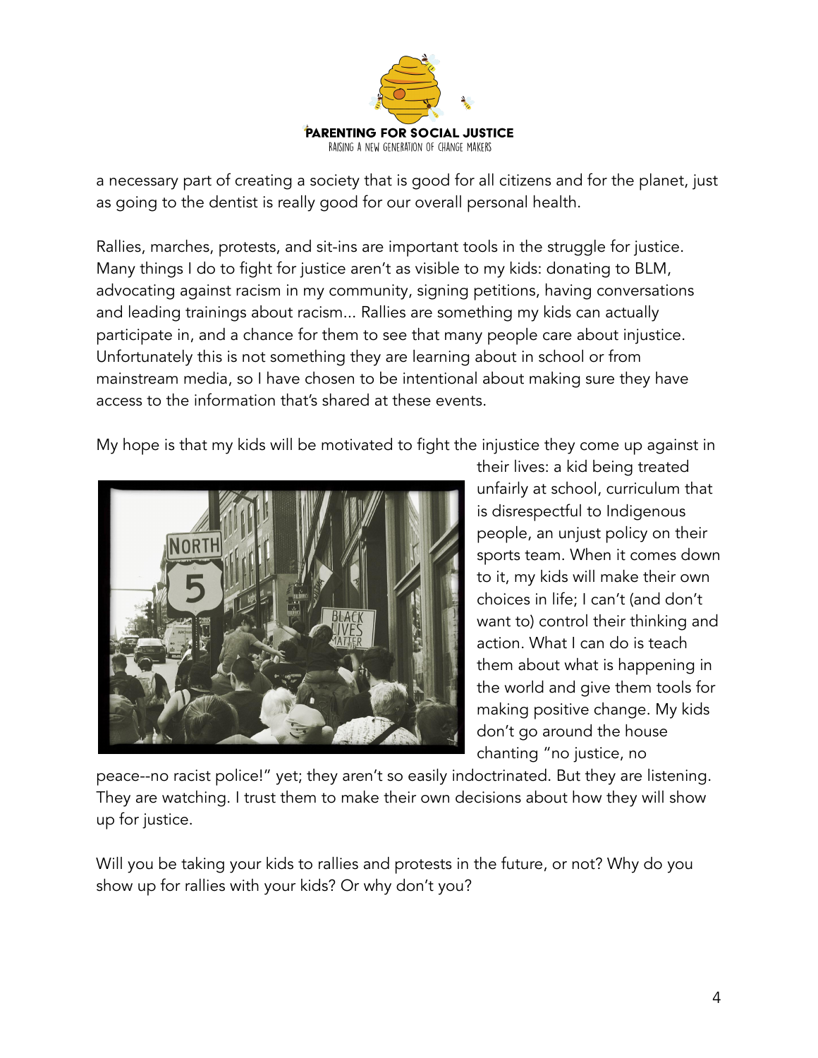a necessary part of creating a society that is good for all citizens and for the planet, just as going to the dentist is really good for our overall personal health.

Rallies, marches, protests, and sit-ins are important tools in the struggle for justice. Many things I do to fight for justice aren't as visible to my kids: donating to BLM, advocating against racism in my community, signing petitions, having conversations and leading trainings about racism... Rallies are something my kids can actually participate in, and a chance for them to see that many people care about injustice. Unfortunately this is not something they are learning about in school or from mainstream media, so I have chosen to be intentional about making sure they have access to the information that's shared at these events.

My hope is that my kids will be motivated to fight the injustice they come up against in their lives: a kid being treated unfairly at school, curriculum that is disrespectful to Indigenous people, an unjust policy on their sports team. When it comes down to it, my kids will make their own choices in life; I can't (and don't want to) control their thinking and action. What I can do is teach them about what is happening in the world and give them tools for making positive change. My kids don't go around the house chanting "no justice, no peace--no racist police!" yet; they aren't so easily indoctrinated. But they are listening. They are watching. I trust them to make their own decisions about how they will show up for justice.

Will you be taking your kids to rallies and protests in the future, or not? Why do you show up for rallies with your kids? Or why don't you?